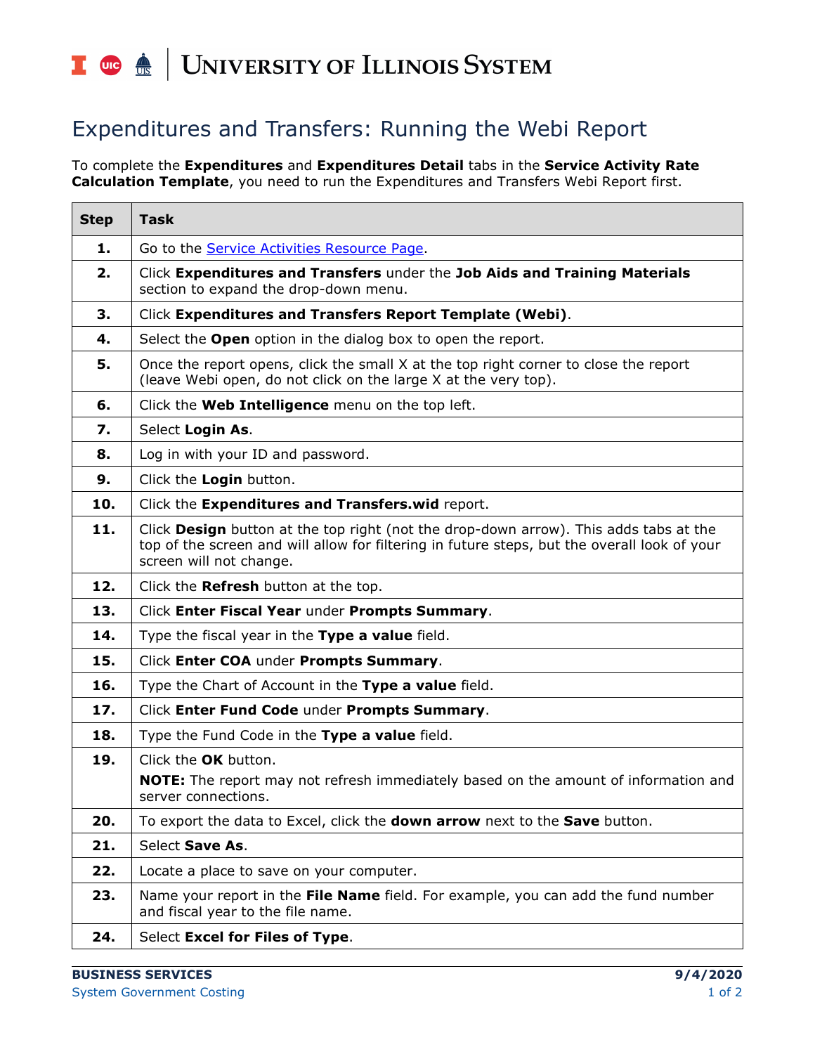# Expenditures and Transfers: Running the Webi Report

To complete the **Expenditures** and **Expenditures Detail** tabs in the **Service Activity Rate Calculation Template**, you need to run the Expenditures and Transfers Webi Report first.

| Step | Task |
| --- | --- |
| **1.** | Go to the Service Activities Resource Page. |
| **2.** | Click **Expenditures and Transfers** under the **Job Aids and Training Materials** section to expand the drop-down menu. |
| **3.** | Click **Expenditures and Transfers Report Template (Webi)**. |
| **4.** | Select the **Open** option in the dialog box to open the report. |
| **5.** | Once the report opens, click the small X at the top right corner to close the report (leave Webi open, do not click on the large X at the very top). |
| **6.** | Click the **Web Intelligence** menu on the top left. |
| **7.** | Select **Login As**. |
| **8.** | Log in with your ID and password. |
| **9.** | Click the **Login** button. |
| **10.** | Click the **Expenditures and Transfers.wid** report. |
| **11.** | Click **Design** button at the top right (not the drop-down arrow). This adds tabs at the top of the screen and will allow for filtering in future steps, but the overall look of your screen will not change. |
| **12.** | Click the **Refresh** button at the top. |
| **13.** | Click **Enter Fiscal Year** under **Prompts Summary**. |
| **14.** | Type the fiscal year in the **Type a value** field. |
| **15.** | Click **Enter COA** under **Prompts Summary**. |
| **16.** | Type the Chart of Account in the **Type a value** field. |
| **17.** | Click **Enter Fund Code** under **Prompts Summary**. |
| **18.** | Type the Fund Code in the **Type a value** field. |
| **19.** | Click the **OK** button.<br>**NOTE:** The report may not refresh immediately based on the amount of information and server connections. |
| **20.** | To export the data to Excel, click the **down arrow** next to the **Save** button. |
| **21.** | Select **Save As**. |
| **22.** | Locate a place to save on your computer. |
| **23.** | Name your report in the **File Name** field. For example, you can add the fund number and fiscal year to the file name. |
| **24.** | Select **Excel for Files of Type**. |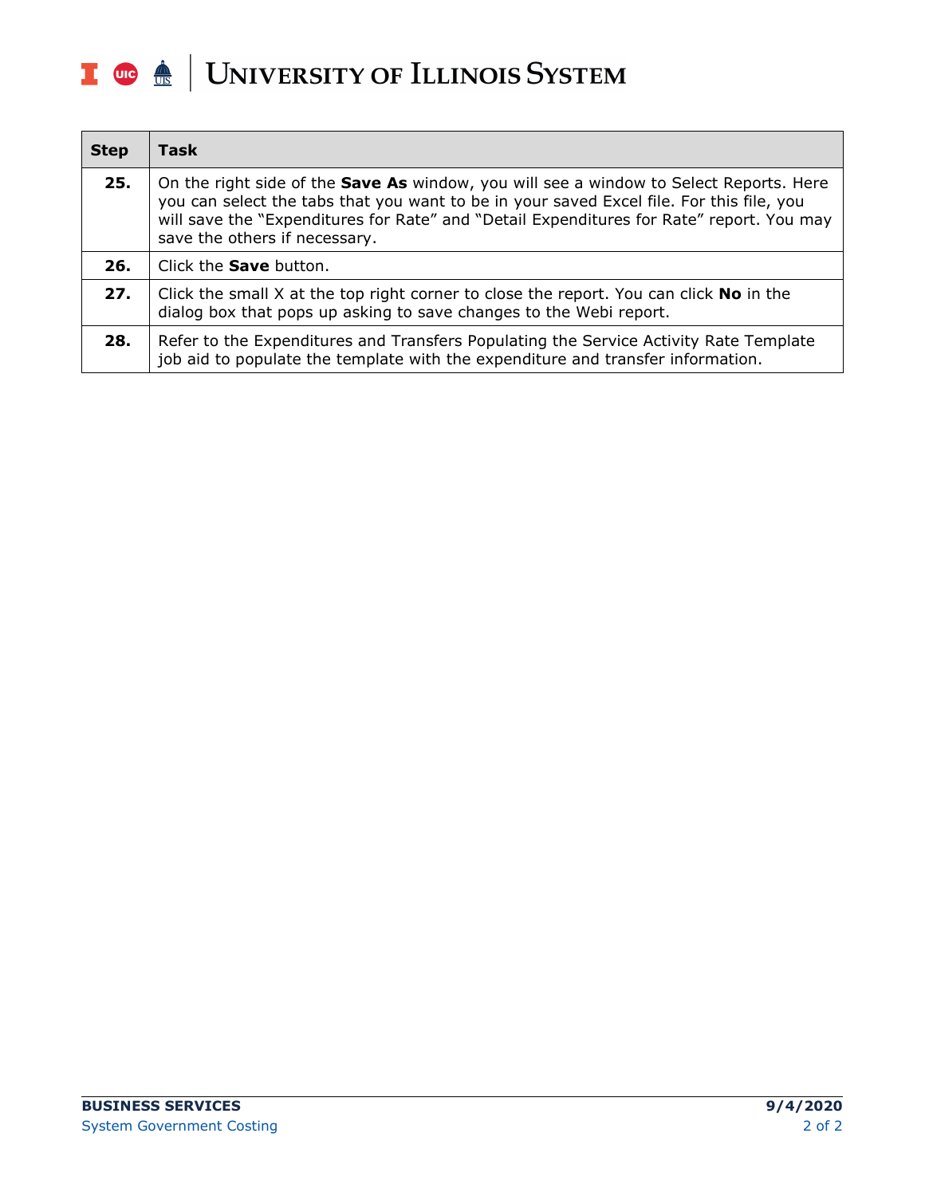| Step | Task |
|---|---|
| **25.** | On the right side of the **Save As** window, you will see a window to Select Reports. Here you can select the tabs that you want to be in your saved Excel file. For this file, you will save the "Expenditures for Rate" and "Detail Expenditures for Rate" report. You may save the others if necessary. |
| **26.** | Click the **Save** button. |
| **27.** | Click the small X at the top right corner to close the report. You can click **No** in the dialog box that pops up asking to save changes to the Webi report. |
| **28.** | Refer to the Expenditures and Transfers Populating the Service Activity Rate Template job aid to populate the template with the expenditure and transfer information. |